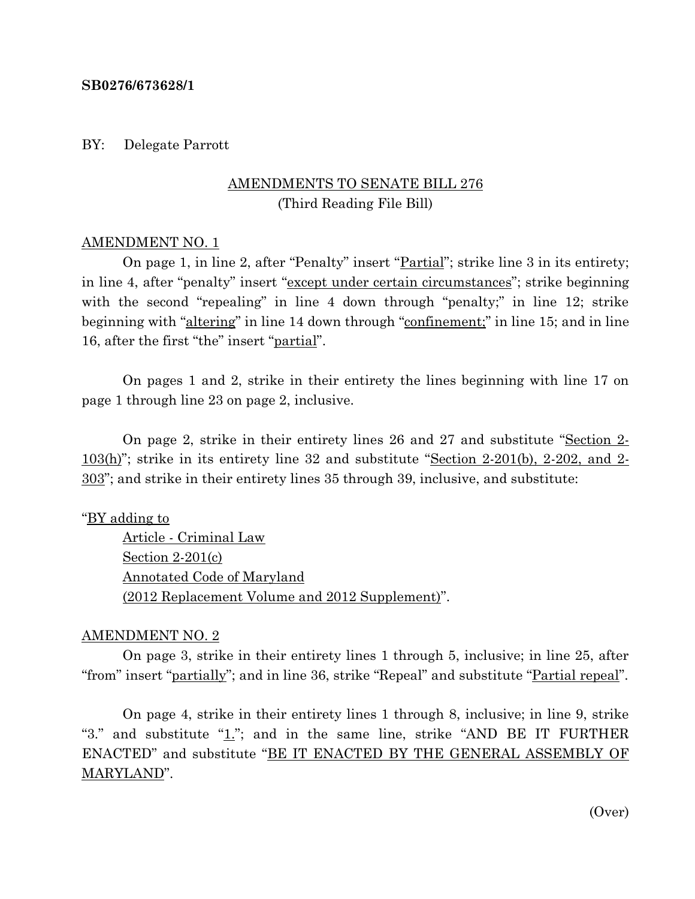**SB0276/673628/1**

BY: Delegate Parrott

AMENDMENTS TO SENATE BILL 276
(Third Reading File Bill)

AMENDMENT NO. 1

On page 1, in line 2, after "Penalty" insert "Partial"; strike line 3 in its entirety; in line 4, after "penalty" insert "except under certain circumstances"; strike beginning with the second "repealing" in line 4 down through "penalty;" in line 12; strike beginning with "altering" in line 14 down through "confinement;" in line 15; and in line 16, after the first "the" insert "partial".

On pages 1 and 2, strike in their entirety the lines beginning with line 17 on page 1 through line 23 on page 2, inclusive.

On page 2, strike in their entirety lines 26 and 27 and substitute "Section 2-103(h)"; strike in its entirety line 32 and substitute "Section 2-201(b), 2-202, and 2-303"; and strike in their entirety lines 35 through 39, inclusive, and substitute:

"BY adding to
Article - Criminal Law
Section 2-201(c)
Annotated Code of Maryland
(2012 Replacement Volume and 2012 Supplement)".

AMENDMENT NO. 2

On page 3, strike in their entirety lines 1 through 5, inclusive; in line 25, after "from" insert "partially"; and in line 36, strike "Repeal" and substitute "Partial repeal".

On page 4, strike in their entirety lines 1 through 8, inclusive; in line 9, strike "3." and substitute "1."; and in the same line, strike "AND BE IT FURTHER ENACTED" and substitute "BE IT ENACTED BY THE GENERAL ASSEMBLY OF MARYLAND".

(Over)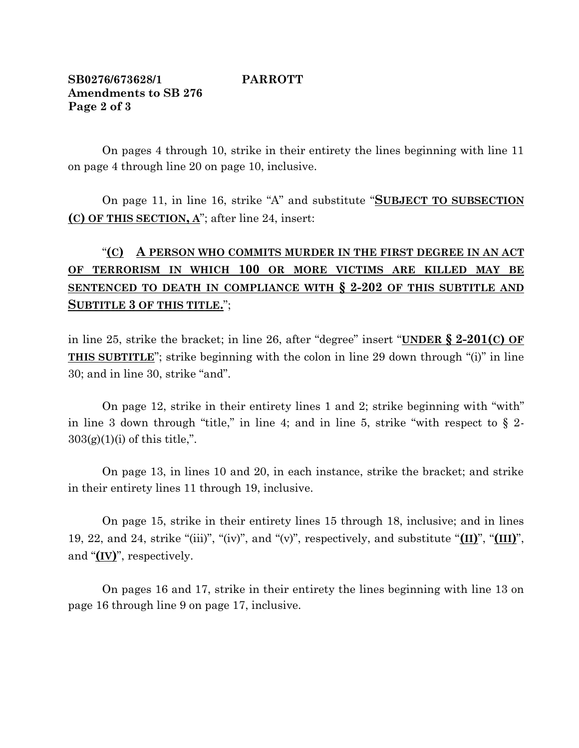On pages 4 through 10, strike in their entirety the lines beginning with line 11 on page 4 through line 20 on page 10, inclusive.

On page 11, in line 16, strike "A" and substitute "**<u>SUBJECT TO SUBSECTION (C) OF THIS SECTION, A</u>**"; after line 24, insert:

"**<u>(C) A PERSON WHO COMMITS MURDER IN THE FIRST DEGREE IN AN ACT OF TERRORISM IN WHICH 100 OR MORE VICTIMS ARE KILLED MAY BE SENTENCED TO DEATH IN COMPLIANCE WITH § 2-202 OF THIS SUBTITLE AND SUBTITLE 3 OF THIS TITLE.</u>**";

in line 25, strike the bracket; in line 26, after "degree" insert "**<u>UNDER § 2-201(C) OF THIS SUBTITLE</u>**"; strike beginning with the colon in line 29 down through "(i)" in line 30; and in line 30, strike "and".

On page 12, strike in their entirety lines 1 and 2; strike beginning with "with" in line 3 down through "title," in line 4; and in line 5, strike "with respect to § 2-303(g)(1)(i) of this title,".

On page 13, in lines 10 and 20, in each instance, strike the bracket; and strike in their entirety lines 11 through 19, inclusive.

On page 15, strike in their entirety lines 15 through 18, inclusive; and in lines 19, 22, and 24, strike "(iii)", "(iv)", and "(v)", respectively, and substitute "**<u>(II)</u>**", "**<u>(III)</u>**", and "**<u>(IV)</u>**", respectively.

On pages 16 and 17, strike in their entirety the lines beginning with line 13 on page 16 through line 9 on page 17, inclusive.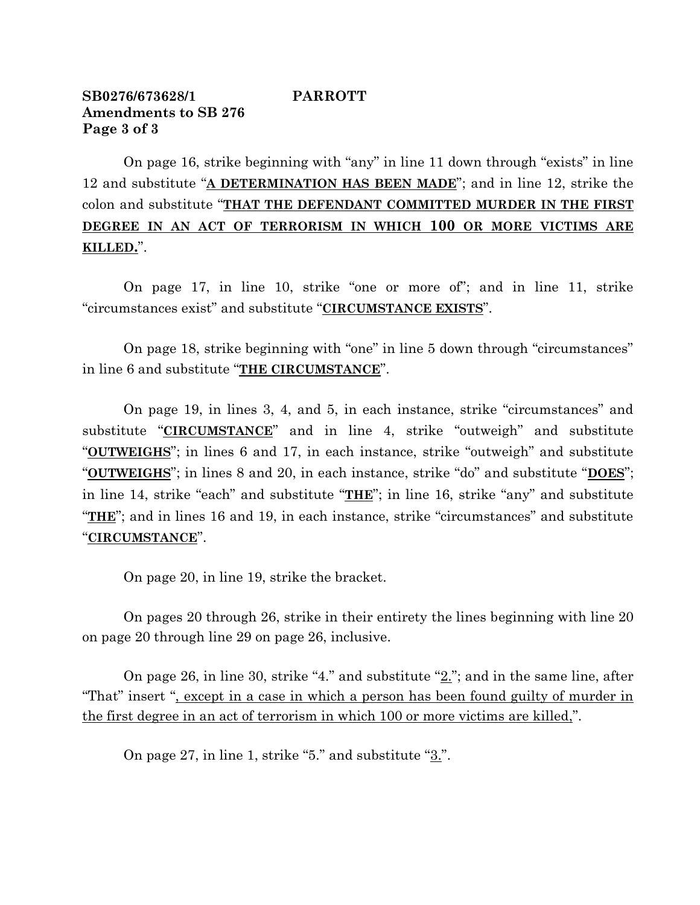**SB0276/673628/1 PARROTT**
**Amendments to SB 276**

On page 16, strike beginning with "any" in line 11 down through "exists" in line 12 and substitute "**A DETERMINATION HAS BEEN MADE**"; and in line 12, strike the colon and substitute "**THAT THE DEFENDANT COMMITTED MURDER IN THE FIRST DEGREE IN AN ACT OF TERRORISM IN WHICH 100 OR MORE VICTIMS ARE KILLED.**".

On page 17, in line 10, strike "one or more of"; and in line 11, strike "circumstances exist" and substitute "**CIRCUMSTANCE EXISTS**".

On page 18, strike beginning with "one" in line 5 down through "circumstances" in line 6 and substitute "**THE CIRCUMSTANCE**".

On page 19, in lines 3, 4, and 5, in each instance, strike "circumstances" and substitute "**CIRCUMSTANCE**" and in line 4, strike "outweigh" and substitute "**OUTWEIGHS**"; in lines 6 and 17, in each instance, strike "outweigh" and substitute "**OUTWEIGHS**"; in lines 8 and 20, in each instance, strike "do" and substitute "**DOES**"; in line 14, strike "each" and substitute "**THE**"; in line 16, strike "any" and substitute "**THE**"; and in lines 16 and 19, in each instance, strike "circumstances" and substitute "**CIRCUMSTANCE**".

On page 20, in line 19, strike the bracket.

On pages 20 through 26, strike in their entirety the lines beginning with line 20 on page 20 through line 29 on page 26, inclusive.

On page 26, in line 30, strike "4." and substitute "2."; and in the same line, after "That" insert ", except in a case in which a person has been found guilty of murder in the first degree in an act of terrorism in which 100 or more victims are killed,".

On page 27, in line 1, strike "5." and substitute "3.".